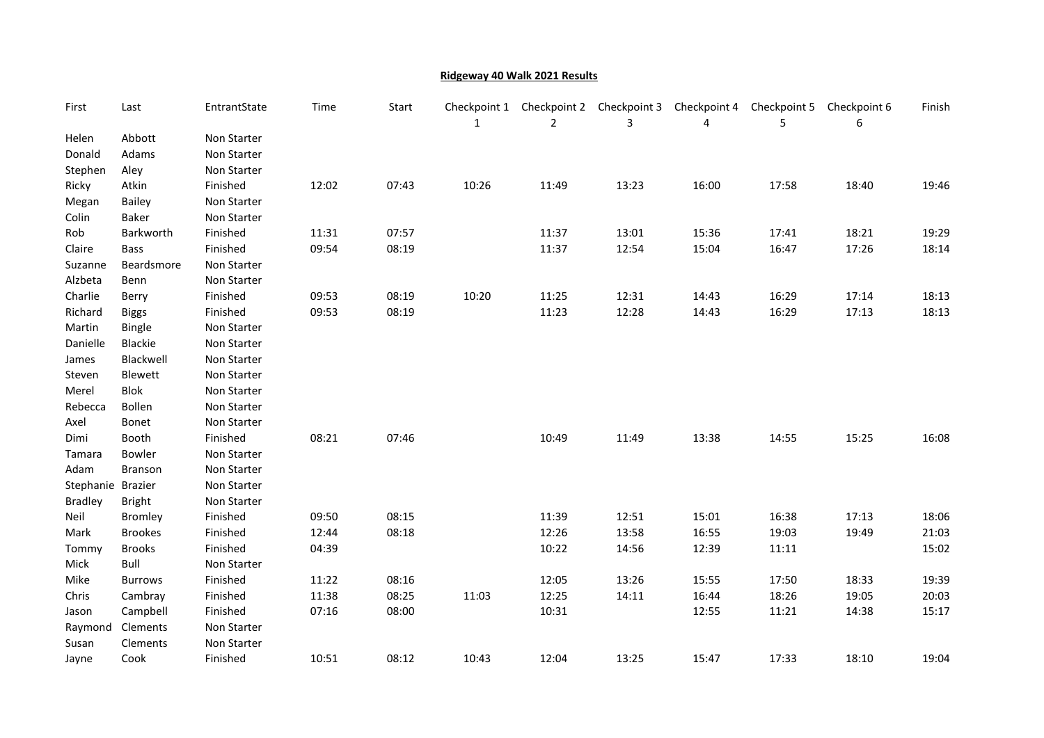**Ridgeway 40 Walk 2021 Results**

| First | Last | EntrantState | Time | Start | Checkpoint 1 | Checkpoint 2 | Checkpoint 3 | Checkpoint 4 | Checkpoint 5 | Checkpoint 6 | Finish |
|---|---|---|---|---|---|---|---|---|---|---|---|
| Helen | Abbott | Non Starter | | | | | | | | | |
| Donald | Adams | Non Starter | | | | | | | | | |
| Stephen | Aley | Non Starter | | | | | | | | | |
| Ricky | Atkin | Finished | 12:02 | 07:43 | 10:26 | 11:49 | 13:23 | 16:00 | 17:58 | 18:40 | 19:46 |
| Megan | Bailey | Non Starter | | | | | | | | | |
| Colin | Baker | Non Starter | | | | | | | | | |
| Rob | Barkworth | Finished | 11:31 | 07:57 | | 11:37 | 13:01 | 15:36 | 17:41 | 18:21 | 19:29 |
| Claire | Bass | Finished | 09:54 | 08:19 | | 11:37 | 12:54 | 15:04 | 16:47 | 17:26 | 18:14 |
| Suzanne | Beardsmore | Non Starter | | | | | | | | | |
| Alzbeta | Benn | Non Starter | | | | | | | | | |
| Charlie | Berry | Finished | 09:53 | 08:19 | 10:20 | 11:25 | 12:31 | 14:43 | 16:29 | 17:14 | 18:13 |
| Richard | Biggs | Finished | 09:53 | 08:19 | | 11:23 | 12:28 | 14:43 | 16:29 | 17:13 | 18:13 |
| Martin | Bingle | Non Starter | | | | | | | | | |
| Danielle | Blackie | Non Starter | | | | | | | | | |
| James | Blackwell | Non Starter | | | | | | | | | |
| Steven | Blewett | Non Starter | | | | | | | | | |
| Merel | Blok | Non Starter | | | | | | | | | |
| Rebecca | Bollen | Non Starter | | | | | | | | | |
| Axel | Bonet | Non Starter | | | | | | | | | |
| Dimi | Booth | Finished | 08:21 | 07:46 | | 10:49 | 11:49 | 13:38 | 14:55 | 15:25 | 16:08 |
| Tamara | Bowler | Non Starter | | | | | | | | | |
| Adam | Branson | Non Starter | | | | | | | | | |
| Stephanie | Brazier | Non Starter | | | | | | | | | |
| Bradley | Bright | Non Starter | | | | | | | | | |
| Neil | Bromley | Finished | 09:50 | 08:15 | | 11:39 | 12:51 | 15:01 | 16:38 | 17:13 | 18:06 |
| Mark | Brookes | Finished | 12:44 | 08:18 | | 12:26 | 13:58 | 16:55 | 19:03 | 19:49 | 21:03 |
| Tommy | Brooks | Finished | 04:39 | | | 10:22 | 14:56 | 12:39 | 11:11 | | 15:02 |
| Mick | Bull | Non Starter | | | | | | | | | |
| Mike | Burrows | Finished | 11:22 | 08:16 | | 12:05 | 13:26 | 15:55 | 17:50 | 18:33 | 19:39 |
| Chris | Cambray | Finished | 11:38 | 08:25 | 11:03 | 12:25 | 14:11 | 16:44 | 18:26 | 19:05 | 20:03 |
| Jason | Campbell | Finished | 07:16 | 08:00 | | 10:31 | | 12:55 | 11:21 | 14:38 | 15:17 |
| Raymond | Clements | Non Starter | | | | | | | | | |
| Susan | Clements | Non Starter | | | | | | | | | |
| Jayne | Cook | Finished | 10:51 | 08:12 | 10:43 | 12:04 | 13:25 | 15:47 | 17:33 | 18:10 | 19:04 |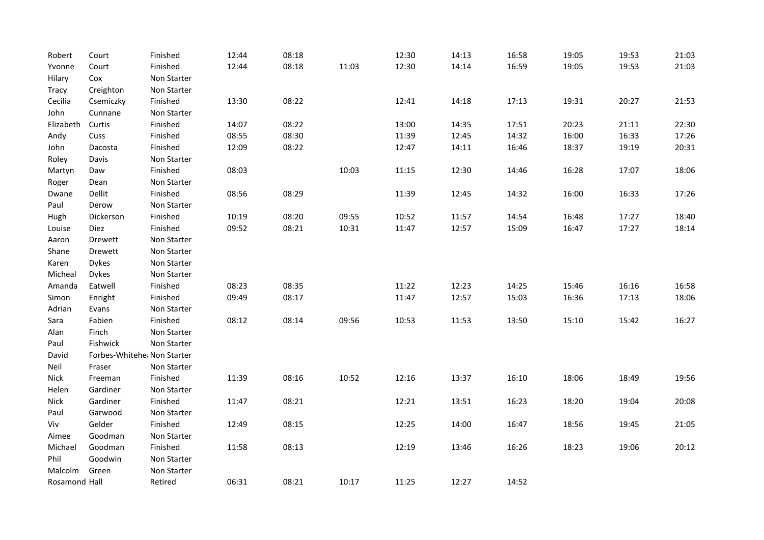| | | | | | | | | | | | |
|---|---|---|---|---|---|---|---|---|---|---|---|
| Robert | Court | Finished | 12:44 | 08:18 | | 12:30 | 14:13 | 16:58 | 19:05 | 19:53 | 21:03 |
| Yvonne | Court | Finished | 12:44 | 08:18 | 11:03 | 12:30 | 14:14 | 16:59 | 19:05 | 19:53 | 21:03 |
| Hilary | Cox | Non Starter | | | | | | | | | |
| Tracy | Creighton | Non Starter | | | | | | | | | |
| Cecilia | Csemiczky | Finished | 13:30 | 08:22 | | 12:41 | 14:18 | 17:13 | 19:31 | 20:27 | 21:53 |
| John | Cunnane | Non Starter | | | | | | | | | |
| Elizabeth | Curtis | Finished | 14:07 | 08:22 | | 13:00 | 14:35 | 17:51 | 20:23 | 21:11 | 22:30 |
| Andy | Cuss | Finished | 08:55 | 08:30 | | 11:39 | 12:45 | 14:32 | 16:00 | 16:33 | 17:26 |
| John | Dacosta | Finished | 12:09 | 08:22 | | 12:47 | 14:11 | 16:46 | 18:37 | 19:19 | 20:31 |
| Roley | Davis | Non Starter | | | | | | | | | |
| Martyn | Daw | Finished | 08:03 | | 10:03 | 11:15 | 12:30 | 14:46 | 16:28 | 17:07 | 18:06 |
| Roger | Dean | Non Starter | | | | | | | | | |
| Dwane | Dellit | Finished | 08:56 | 08:29 | | 11:39 | 12:45 | 14:32 | 16:00 | 16:33 | 17:26 |
| Paul | Derow | Non Starter | | | | | | | | | |
| Hugh | Dickerson | Finished | 10:19 | 08:20 | 09:55 | 10:52 | 11:57 | 14:54 | 16:48 | 17:27 | 18:40 |
| Louise | Diez | Finished | 09:52 | 08:21 | 10:31 | 11:47 | 12:57 | 15:09 | 16:47 | 17:27 | 18:14 |
| Aaron | Drewett | Non Starter | | | | | | | | | |
| Shane | Drewett | Non Starter | | | | | | | | | |
| Karen | Dykes | Non Starter | | | | | | | | | |
| Micheal | Dykes | Non Starter | | | | | | | | | |
| Amanda | Eatwell | Finished | 08:23 | 08:35 | | 11:22 | 12:23 | 14:25 | 15:46 | 16:16 | 16:58 |
| Simon | Enright | Finished | 09:49 | 08:17 | | 11:47 | 12:57 | 15:03 | 16:36 | 17:13 | 18:06 |
| Adrian | Evans | Non Starter | | | | | | | | | |
| Sara | Fabien | Finished | 08:12 | 08:14 | 09:56 | 10:53 | 11:53 | 13:50 | 15:10 | 15:42 | 16:27 |
| Alan | Finch | Non Starter | | | | | | | | | |
| Paul | Fishwick | Non Starter | | | | | | | | | |
| David | Forbes-Whitehe | Non Starter | | | | | | | | | |
| Neil | Fraser | Non Starter | | | | | | | | | |
| Nick | Freeman | Finished | 11:39 | 08:16 | 10:52 | 12:16 | 13:37 | 16:10 | 18:06 | 18:49 | 19:56 |
| Helen | Gardiner | Non Starter | | | | | | | | | |
| Nick | Gardiner | Finished | 11:47 | 08:21 | | 12:21 | 13:51 | 16:23 | 18:20 | 19:04 | 20:08 |
| Paul | Garwood | Non Starter | | | | | | | | | |
| Viv | Gelder | Finished | 12:49 | 08:15 | | 12:25 | 14:00 | 16:47 | 18:56 | 19:45 | 21:05 |
| Aimee | Goodman | Non Starter | | | | | | | | | |
| Michael | Goodman | Finished | 11:58 | 08:13 | | 12:19 | 13:46 | 16:26 | 18:23 | 19:06 | 20:12 |
| Phil | Goodwin | Non Starter | | | | | | | | | |
| Malcolm | Green | Non Starter | | | | | | | | | |
| Rosamond | Hall | Retired | 06:31 | 08:21 | 10:17 | 11:25 | 12:27 | 14:52 | | | |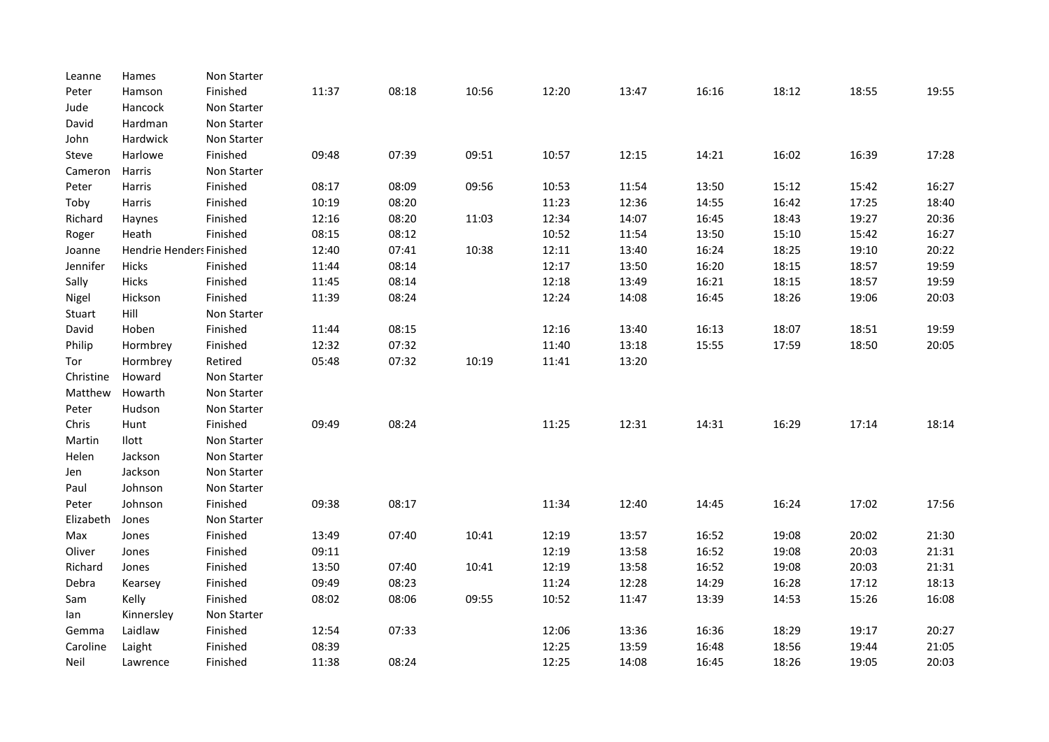| | | | | | | | | | | | |
|---|---|---|---|---|---|---|---|---|---|---|---|
| Leanne | Hames | Non Starter | | | | | | | | | |
| Peter | Hamson | Finished | 11:37 | 08:18 | 10:56 | 12:20 | 13:47 | 16:16 | 18:12 | 18:55 | 19:55 |
| Jude | Hancock | Non Starter | | | | | | | | | |
| David | Hardman | Non Starter | | | | | | | | | |
| John | Hardwick | Non Starter | | | | | | | | | |
| Steve | Harlowe | Finished | 09:48 | 07:39 | 09:51 | 10:57 | 12:15 | 14:21 | 16:02 | 16:39 | 17:28 |
| Cameron | Harris | Non Starter | | | | | | | | | |
| Peter | Harris | Finished | 08:17 | 08:09 | 09:56 | 10:53 | 11:54 | 13:50 | 15:12 | 15:42 | 16:27 |
| Toby | Harris | Finished | 10:19 | 08:20 | | 11:23 | 12:36 | 14:55 | 16:42 | 17:25 | 18:40 |
| Richard | Haynes | Finished | 12:16 | 08:20 | 11:03 | 12:34 | 14:07 | 16:45 | 18:43 | 19:27 | 20:36 |
| Roger | Heath | Finished | 08:15 | 08:12 | | 10:52 | 11:54 | 13:50 | 15:10 | 15:42 | 16:27 |
| Joanne | Hendrie Henders | Finished | 12:40 | 07:41 | 10:38 | 12:11 | 13:40 | 16:24 | 18:25 | 19:10 | 20:22 |
| Jennifer | Hicks | Finished | 11:44 | 08:14 | | 12:17 | 13:50 | 16:20 | 18:15 | 18:57 | 19:59 |
| Sally | Hicks | Finished | 11:45 | 08:14 | | 12:18 | 13:49 | 16:21 | 18:15 | 18:57 | 19:59 |
| Nigel | Hickson | Finished | 11:39 | 08:24 | | 12:24 | 14:08 | 16:45 | 18:26 | 19:06 | 20:03 |
| Stuart | Hill | Non Starter | | | | | | | | | |
| David | Hoben | Finished | 11:44 | 08:15 | | 12:16 | 13:40 | 16:13 | 18:07 | 18:51 | 19:59 |
| Philip | Hormbrey | Finished | 12:32 | 07:32 | | 11:40 | 13:18 | 15:55 | 17:59 | 18:50 | 20:05 |
| Tor | Hormbrey | Retired | 05:48 | 07:32 | 10:19 | 11:41 | 13:20 | | | | |
| Christine | Howard | Non Starter | | | | | | | | | |
| Matthew | Howarth | Non Starter | | | | | | | | | |
| Peter | Hudson | Non Starter | | | | | | | | | |
| Chris | Hunt | Finished | 09:49 | 08:24 | | 11:25 | 12:31 | 14:31 | 16:29 | 17:14 | 18:14 |
| Martin | Ilott | Non Starter | | | | | | | | | |
| Helen | Jackson | Non Starter | | | | | | | | | |
| Jen | Jackson | Non Starter | | | | | | | | | |
| Paul | Johnson | Non Starter | | | | | | | | | |
| Peter | Johnson | Finished | 09:38 | 08:17 | | 11:34 | 12:40 | 14:45 | 16:24 | 17:02 | 17:56 |
| Elizabeth | Jones | Non Starter | | | | | | | | | |
| Max | Jones | Finished | 13:49 | 07:40 | 10:41 | 12:19 | 13:57 | 16:52 | 19:08 | 20:02 | 21:30 |
| Oliver | Jones | Finished | 09:11 | | | 12:19 | 13:58 | 16:52 | 19:08 | 20:03 | 21:31 |
| Richard | Jones | Finished | 13:50 | 07:40 | 10:41 | 12:19 | 13:58 | 16:52 | 19:08 | 20:03 | 21:31 |
| Debra | Kearsey | Finished | 09:49 | 08:23 | | 11:24 | 12:28 | 14:29 | 16:28 | 17:12 | 18:13 |
| Sam | Kelly | Finished | 08:02 | 08:06 | 09:55 | 10:52 | 11:47 | 13:39 | 14:53 | 15:26 | 16:08 |
| Ian | Kinnersley | Non Starter | | | | | | | | | |
| Gemma | Laidlaw | Finished | 12:54 | 07:33 | | 12:06 | 13:36 | 16:36 | 18:29 | 19:17 | 20:27 |
| Caroline | Laight | Finished | 08:39 | | | 12:25 | 13:59 | 16:48 | 18:56 | 19:44 | 21:05 |
| Neil | Lawrence | Finished | 11:38 | 08:24 | | 12:25 | 14:08 | 16:45 | 18:26 | 19:05 | 20:03 |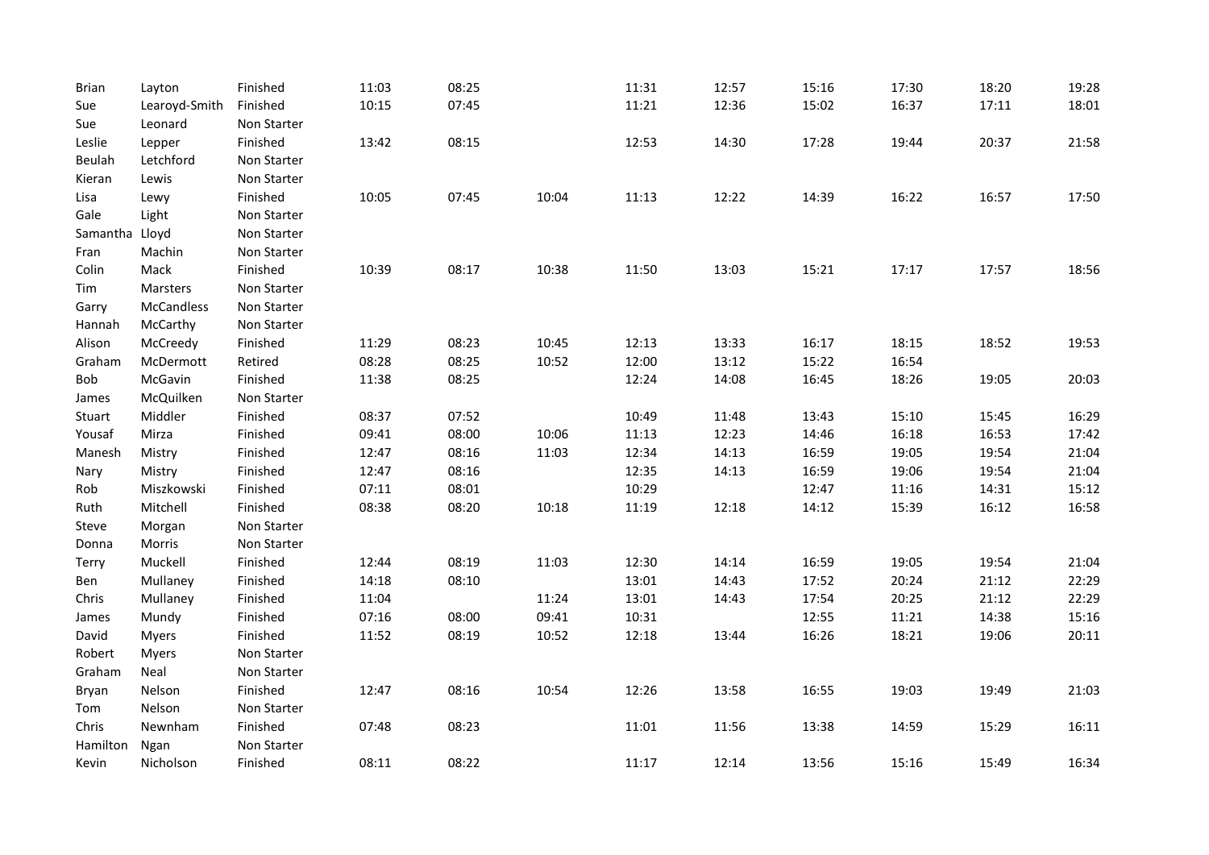| | | | | | | | | | | | |
|---|---|---|---|---|---|---|---|---|---|---|---|
| Brian | Layton | Finished | 11:03 | 08:25 | | 11:31 | 12:57 | 15:16 | 17:30 | 18:20 | 19:28 |
| Sue | Learoyd-Smith | Finished | 10:15 | 07:45 | | 11:21 | 12:36 | 15:02 | 16:37 | 17:11 | 18:01 |
| Sue | Leonard | Non Starter | | | | | | | | | |
| Leslie | Lepper | Finished | 13:42 | 08:15 | | 12:53 | 14:30 | 17:28 | 19:44 | 20:37 | 21:58 |
| Beulah | Letchford | Non Starter | | | | | | | | | |
| Kieran | Lewis | Non Starter | | | | | | | | | |
| Lisa | Lewy | Finished | 10:05 | 07:45 | 10:04 | 11:13 | 12:22 | 14:39 | 16:22 | 16:57 | 17:50 |
| Gale | Light | Non Starter | | | | | | | | | |
| Samantha | Lloyd | Non Starter | | | | | | | | | |
| Fran | Machin | Non Starter | | | | | | | | | |
| Colin | Mack | Finished | 10:39 | 08:17 | 10:38 | 11:50 | 13:03 | 15:21 | 17:17 | 17:57 | 18:56 |
| Tim | Marsters | Non Starter | | | | | | | | | |
| Garry | McCandless | Non Starter | | | | | | | | | |
| Hannah | McCarthy | Non Starter | | | | | | | | | |
| Alison | McCreedy | Finished | 11:29 | 08:23 | 10:45 | 12:13 | 13:33 | 16:17 | 18:15 | 18:52 | 19:53 |
| Graham | McDermott | Retired | 08:28 | 08:25 | 10:52 | 12:00 | 13:12 | 15:22 | 16:54 | | |
| Bob | McGavin | Finished | 11:38 | 08:25 | | 12:24 | 14:08 | 16:45 | 18:26 | 19:05 | 20:03 |
| James | McQuilken | Non Starter | | | | | | | | | |
| Stuart | Middler | Finished | 08:37 | 07:52 | | 10:49 | 11:48 | 13:43 | 15:10 | 15:45 | 16:29 |
| Yousaf | Mirza | Finished | 09:41 | 08:00 | 10:06 | 11:13 | 12:23 | 14:46 | 16:18 | 16:53 | 17:42 |
| Manesh | Mistry | Finished | 12:47 | 08:16 | 11:03 | 12:34 | 14:13 | 16:59 | 19:05 | 19:54 | 21:04 |
| Nary | Mistry | Finished | 12:47 | 08:16 | | 12:35 | 14:13 | 16:59 | 19:06 | 19:54 | 21:04 |
| Rob | Miszkowski | Finished | 07:11 | 08:01 | | 10:29 | | 12:47 | 11:16 | 14:31 | 15:12 |
| Ruth | Mitchell | Finished | 08:38 | 08:20 | 10:18 | 11:19 | 12:18 | 14:12 | 15:39 | 16:12 | 16:58 |
| Steve | Morgan | Non Starter | | | | | | | | | |
| Donna | Morris | Non Starter | | | | | | | | | |
| Terry | Muckell | Finished | 12:44 | 08:19 | 11:03 | 12:30 | 14:14 | 16:59 | 19:05 | 19:54 | 21:04 |
| Ben | Mullaney | Finished | 14:18 | 08:10 | | 13:01 | 14:43 | 17:52 | 20:24 | 21:12 | 22:29 |
| Chris | Mullaney | Finished | 11:04 | | 11:24 | 13:01 | 14:43 | 17:54 | 20:25 | 21:12 | 22:29 |
| James | Mundy | Finished | 07:16 | 08:00 | 09:41 | 10:31 | | 12:55 | 11:21 | 14:38 | 15:16 |
| David | Myers | Finished | 11:52 | 08:19 | 10:52 | 12:18 | 13:44 | 16:26 | 18:21 | 19:06 | 20:11 |
| Robert | Myers | Non Starter | | | | | | | | | |
| Graham | Neal | Non Starter | | | | | | | | | |
| Bryan | Nelson | Finished | 12:47 | 08:16 | 10:54 | 12:26 | 13:58 | 16:55 | 19:03 | 19:49 | 21:03 |
| Tom | Nelson | Non Starter | | | | | | | | | |
| Chris | Newnham | Finished | 07:48 | 08:23 | | 11:01 | 11:56 | 13:38 | 14:59 | 15:29 | 16:11 |
| Hamilton | Ngan | Non Starter | | | | | | | | | |
| Kevin | Nicholson | Finished | 08:11 | 08:22 | | 11:17 | 12:14 | 13:56 | 15:16 | 15:49 | 16:34 |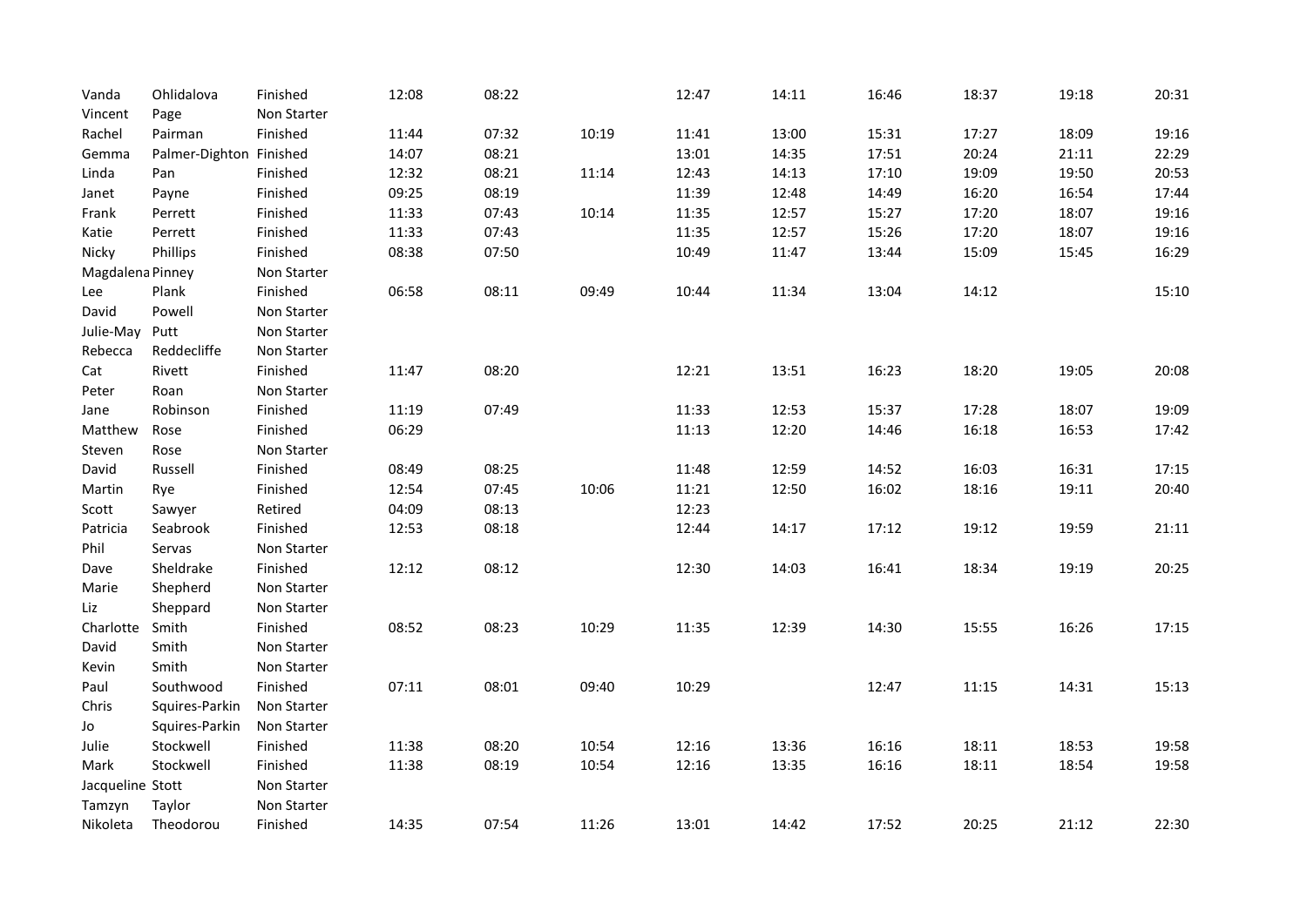| | | | | | | | | | | | |
|---|---|---|---|---|---|---|---|---|---|---|---|
| Vanda | Ohlidalova | Finished | 12:08 | 08:22 | | 12:47 | 14:11 | 16:46 | 18:37 | 19:18 | 20:31 |
| Vincent | Page | Non Starter | | | | | | | | | |
| Rachel | Pairman | Finished | 11:44 | 07:32 | 10:19 | 11:41 | 13:00 | 15:31 | 17:27 | 18:09 | 19:16 |
| Gemma | Palmer-Dighton | Finished | 14:07 | 08:21 | | 13:01 | 14:35 | 17:51 | 20:24 | 21:11 | 22:29 |
| Linda | Pan | Finished | 12:32 | 08:21 | 11:14 | 12:43 | 14:13 | 17:10 | 19:09 | 19:50 | 20:53 |
| Janet | Payne | Finished | 09:25 | 08:19 | | 11:39 | 12:48 | 14:49 | 16:20 | 16:54 | 17:44 |
| Frank | Perrett | Finished | 11:33 | 07:43 | 10:14 | 11:35 | 12:57 | 15:27 | 17:20 | 18:07 | 19:16 |
| Katie | Perrett | Finished | 11:33 | 07:43 | | 11:35 | 12:57 | 15:26 | 17:20 | 18:07 | 19:16 |
| Nicky | Phillips | Finished | 08:38 | 07:50 | | 10:49 | 11:47 | 13:44 | 15:09 | 15:45 | 16:29 |
| Magdalena | Pinney | Non Starter | | | | | | | | | |
| Lee | Plank | Finished | 06:58 | 08:11 | 09:49 | 10:44 | 11:34 | 13:04 | 14:12 | | 15:10 |
| David | Powell | Non Starter | | | | | | | | | |
| Julie-May | Putt | Non Starter | | | | | | | | | |
| Rebecca | Reddecliffe | Non Starter | | | | | | | | | |
| Cat | Rivett | Finished | 11:47 | 08:20 | | 12:21 | 13:51 | 16:23 | 18:20 | 19:05 | 20:08 |
| Peter | Roan | Non Starter | | | | | | | | | |
| Jane | Robinson | Finished | 11:19 | 07:49 | | 11:33 | 12:53 | 15:37 | 17:28 | 18:07 | 19:09 |
| Matthew | Rose | Finished | 06:29 | | | 11:13 | 12:20 | 14:46 | 16:18 | 16:53 | 17:42 |
| Steven | Rose | Non Starter | | | | | | | | | |
| David | Russell | Finished | 08:49 | 08:25 | | 11:48 | 12:59 | 14:52 | 16:03 | 16:31 | 17:15 |
| Martin | Rye | Finished | 12:54 | 07:45 | 10:06 | 11:21 | 12:50 | 16:02 | 18:16 | 19:11 | 20:40 |
| Scott | Sawyer | Retired | 04:09 | 08:13 | | 12:23 | | | | | |
| Patricia | Seabrook | Finished | 12:53 | 08:18 | | 12:44 | 14:17 | 17:12 | 19:12 | 19:59 | 21:11 |
| Phil | Servas | Non Starter | | | | | | | | | |
| Dave | Sheldrake | Finished | 12:12 | 08:12 | | 12:30 | 14:03 | 16:41 | 18:34 | 19:19 | 20:25 |
| Marie | Shepherd | Non Starter | | | | | | | | | |
| Liz | Sheppard | Non Starter | | | | | | | | | |
| Charlotte | Smith | Finished | 08:52 | 08:23 | 10:29 | 11:35 | 12:39 | 14:30 | 15:55 | 16:26 | 17:15 |
| David | Smith | Non Starter | | | | | | | | | |
| Kevin | Smith | Non Starter | | | | | | | | | |
| Paul | Southwood | Finished | 07:11 | 08:01 | 09:40 | 10:29 | | 12:47 | 11:15 | 14:31 | 15:13 |
| Chris | Squires-Parkin | Non Starter | | | | | | | | | |
| Jo | Squires-Parkin | Non Starter | | | | | | | | | |
| Julie | Stockwell | Finished | 11:38 | 08:20 | 10:54 | 12:16 | 13:36 | 16:16 | 18:11 | 18:53 | 19:58 |
| Mark | Stockwell | Finished | 11:38 | 08:19 | 10:54 | 12:16 | 13:35 | 16:16 | 18:11 | 18:54 | 19:58 |
| Jacqueline | Stott | Non Starter | | | | | | | | | |
| Tamzyn | Taylor | Non Starter | | | | | | | | | |
| Nikoleta | Theodorou | Finished | 14:35 | 07:54 | 11:26 | 13:01 | 14:42 | 17:52 | 20:25 | 21:12 | 22:30 |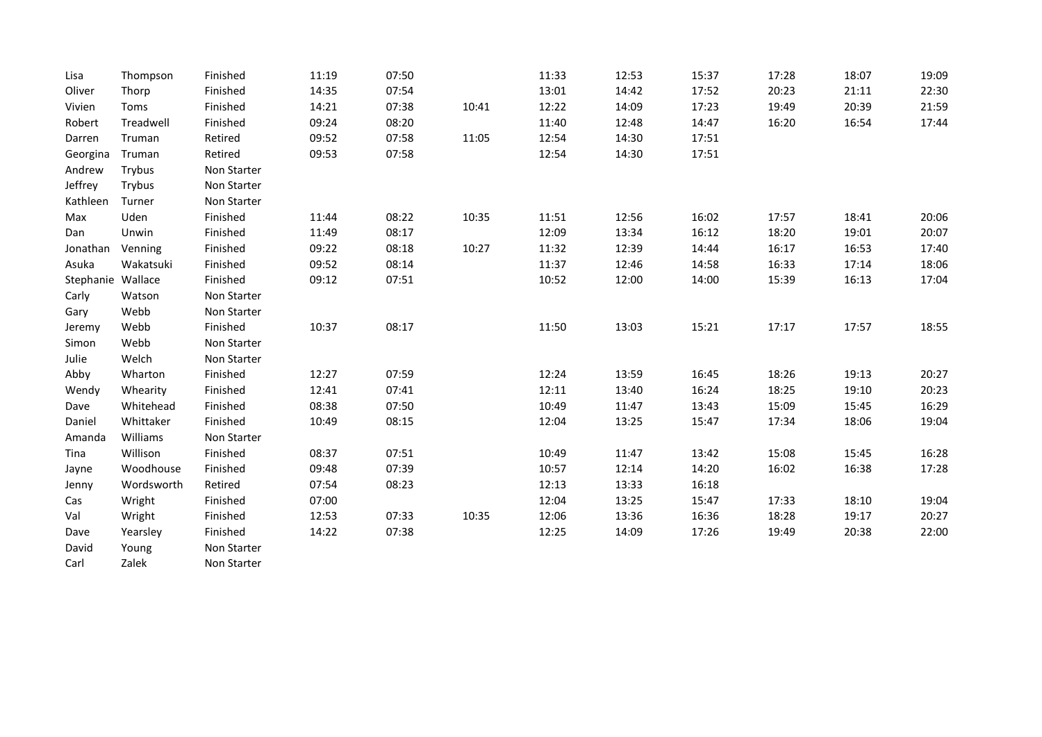| | | | | | | | | | | | |
|---|---|---|---|---|---|---|---|---|---|---|---|
| Lisa | Thompson | Finished | 11:19 | 07:50 | | 11:33 | 12:53 | 15:37 | 17:28 | 18:07 | 19:09 |
| Oliver | Thorp | Finished | 14:35 | 07:54 | | 13:01 | 14:42 | 17:52 | 20:23 | 21:11 | 22:30 |
| Vivien | Toms | Finished | 14:21 | 07:38 | 10:41 | 12:22 | 14:09 | 17:23 | 19:49 | 20:39 | 21:59 |
| Robert | Treadwell | Finished | 09:24 | 08:20 | | 11:40 | 12:48 | 14:47 | 16:20 | 16:54 | 17:44 |
| Darren | Truman | Retired | 09:52 | 07:58 | 11:05 | 12:54 | 14:30 | 17:51 | | | |
| Georgina | Truman | Retired | 09:53 | 07:58 | | 12:54 | 14:30 | 17:51 | | | |
| Andrew | Trybus | Non Starter | | | | | | | | | |
| Jeffrey | Trybus | Non Starter | | | | | | | | | |
| Kathleen | Turner | Non Starter | | | | | | | | | |
| Max | Uden | Finished | 11:44 | 08:22 | 10:35 | 11:51 | 12:56 | 16:02 | 17:57 | 18:41 | 20:06 |
| Dan | Unwin | Finished | 11:49 | 08:17 | | 12:09 | 13:34 | 16:12 | 18:20 | 19:01 | 20:07 |
| Jonathan | Venning | Finished | 09:22 | 08:18 | 10:27 | 11:32 | 12:39 | 14:44 | 16:17 | 16:53 | 17:40 |
| Asuka | Wakatsuki | Finished | 09:52 | 08:14 | | 11:37 | 12:46 | 14:58 | 16:33 | 17:14 | 18:06 |
| Stephanie | Wallace | Finished | 09:12 | 07:51 | | 10:52 | 12:00 | 14:00 | 15:39 | 16:13 | 17:04 |
| Carly | Watson | Non Starter | | | | | | | | | |
| Gary | Webb | Non Starter | | | | | | | | | |
| Jeremy | Webb | Finished | 10:37 | 08:17 | | 11:50 | 13:03 | 15:21 | 17:17 | 17:57 | 18:55 |
| Simon | Webb | Non Starter | | | | | | | | | |
| Julie | Welch | Non Starter | | | | | | | | | |
| Abby | Wharton | Finished | 12:27 | 07:59 | | 12:24 | 13:59 | 16:45 | 18:26 | 19:13 | 20:27 |
| Wendy | Whearity | Finished | 12:41 | 07:41 | | 12:11 | 13:40 | 16:24 | 18:25 | 19:10 | 20:23 |
| Dave | Whitehead | Finished | 08:38 | 07:50 | | 10:49 | 11:47 | 13:43 | 15:09 | 15:45 | 16:29 |
| Daniel | Whittaker | Finished | 10:49 | 08:15 | | 12:04 | 13:25 | 15:47 | 17:34 | 18:06 | 19:04 |
| Amanda | Williams | Non Starter | | | | | | | | | |
| Tina | Willison | Finished | 08:37 | 07:51 | | 10:49 | 11:47 | 13:42 | 15:08 | 15:45 | 16:28 |
| Jayne | Woodhouse | Finished | 09:48 | 07:39 | | 10:57 | 12:14 | 14:20 | 16:02 | 16:38 | 17:28 |
| Jenny | Wordsworth | Retired | 07:54 | 08:23 | | 12:13 | 13:33 | 16:18 | | | |
| Cas | Wright | Finished | 07:00 | | | 12:04 | 13:25 | 15:47 | 17:33 | 18:10 | 19:04 |
| Val | Wright | Finished | 12:53 | 07:33 | 10:35 | 12:06 | 13:36 | 16:36 | 18:28 | 19:17 | 20:27 |
| Dave | Yearsley | Finished | 14:22 | 07:38 | | 12:25 | 14:09 | 17:26 | 19:49 | 20:38 | 22:00 |
| David | Young | Non Starter | | | | | | | | | |
| Carl | Zalek | Non Starter | | | | | | | | | |